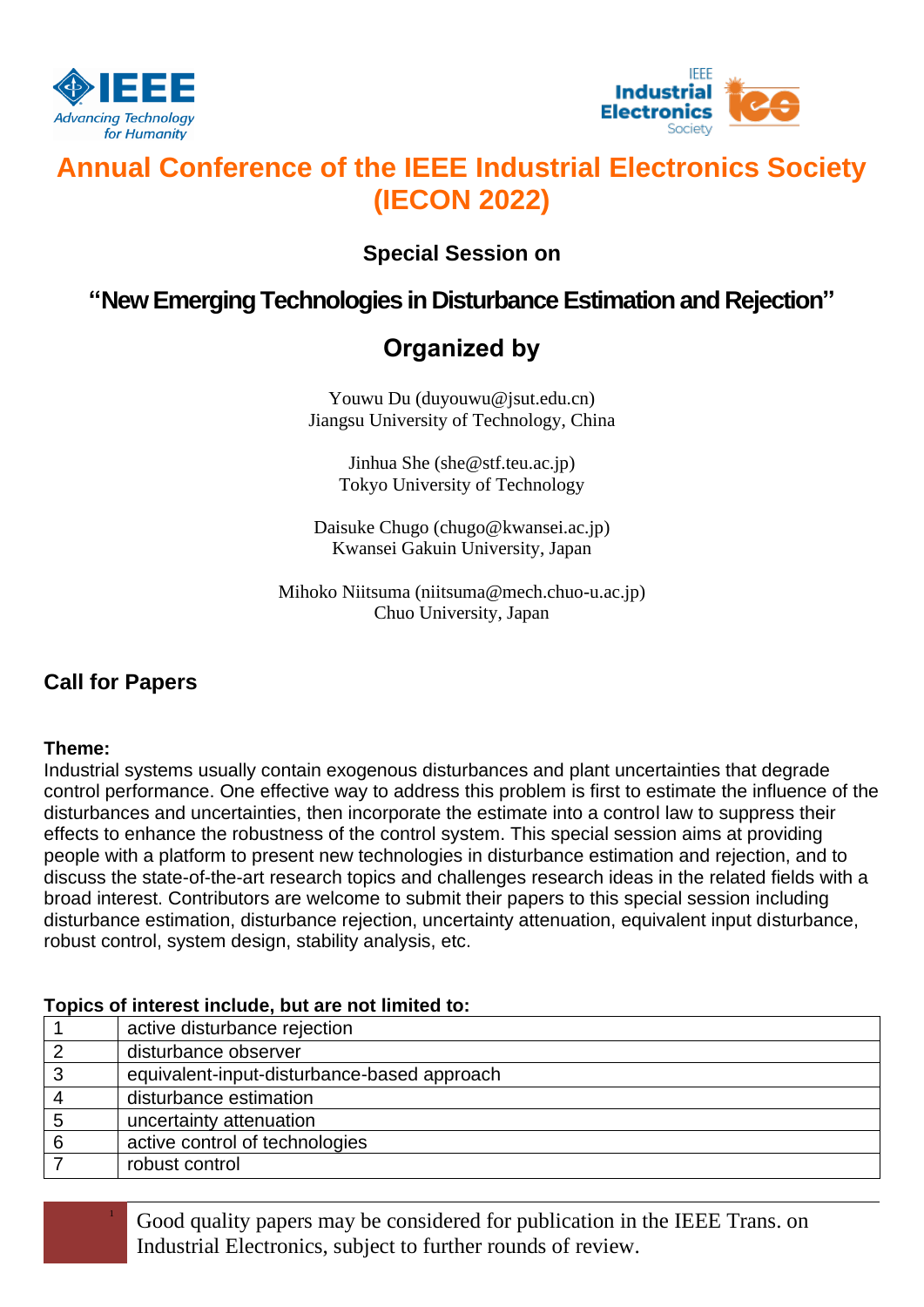# Annual Conference of the IEEE Industrial Electronics Society (IECON 2022)

### Special Session on

## "New Emerging Technologies in Disturbance Estimation and Rejection"

## Organized by

Youwu Du (duyouwu@jsut.edu.cn)
Jiangsu University of Technology, China

Jinhua She (she@stf.teu.ac.jp)
Tokyo University of Technology

Daisuke Chugo (chugo@kwansei.ac.jp)
Kwansei Gakuin University, Japan

Mihoko Niitsuma (niitsuma@mech.chuo-u.ac.jp)
Chuo University, Japan

## Call for Papers

**Theme:**

Industrial systems usually contain exogenous disturbances and plant uncertainties that degrade control performance. One effective way to address this problem is first to estimate the influence of the disturbances and uncertainties, then incorporate the estimate into a control law to suppress their effects to enhance the robustness of the control system. This special session aims at providing people with a platform to present new technologies in disturbance estimation and rejection, and to discuss the state-of-the-art research topics and challenges research ideas in the related fields with a broad interest. Contributors are welcome to submit their papers to this special session including disturbance estimation, disturbance rejection, uncertainty attenuation, equivalent input disturbance, robust control, system design, stability analysis, etc.

**Topics of interest include, but are not limited to:**

| | |
|---|---|
| 1 | active disturbance rejection |
| 2 | disturbance observer |
| 3 | equivalent-input-disturbance-based approach |
| 4 | disturbance estimation |
| 5 | uncertainty attenuation |
| 6 | active control of technologies |
| 7 | robust control |

Good quality papers may be considered for publication in the IEEE Trans. on Industrial Electronics, subject to further rounds of review.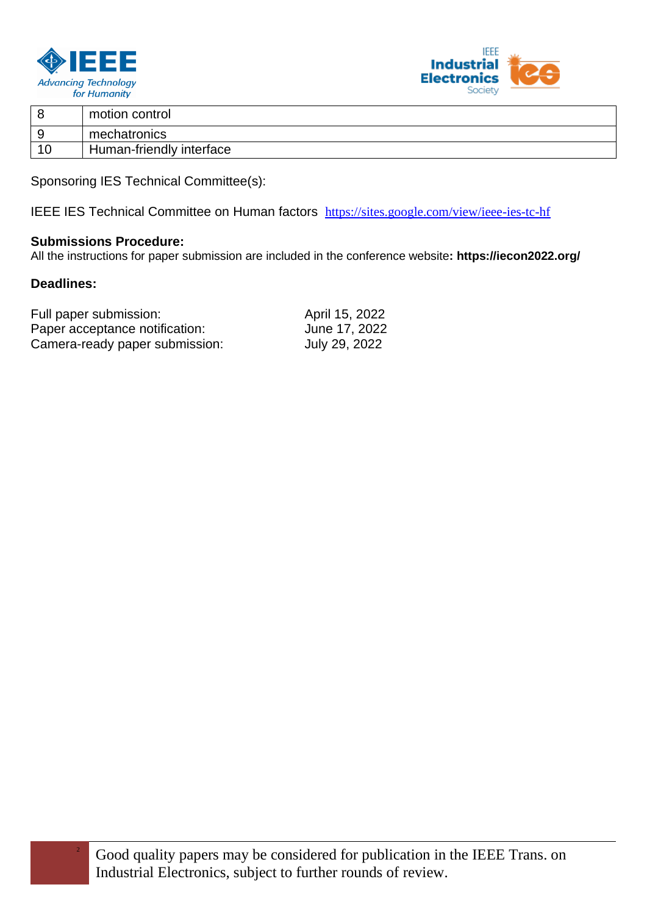| | |
|---|---|
| 8 | motion control |
| 9 | mechatronics |
| 10 | Human-friendly interface |

Sponsoring IES Technical Committee(s):

IEEE IES Technical Committee on Human factors https://sites.google.com/view/ieee-ies-tc-hf

**Submissions Procedure:**
All the instructions for paper submission are included in the conference website**: https://iecon2022.org/**

**Deadlines:**

| | |
|---|---|
| Full paper submission: | April 15, 2022 |
| Paper acceptance notification: | June 17, 2022 |
| Camera-ready paper submission: | July 29, 2022 |

[2] Good quality papers may be considered for publication in the IEEE Trans. on Industrial Electronics, subject to further rounds of review.